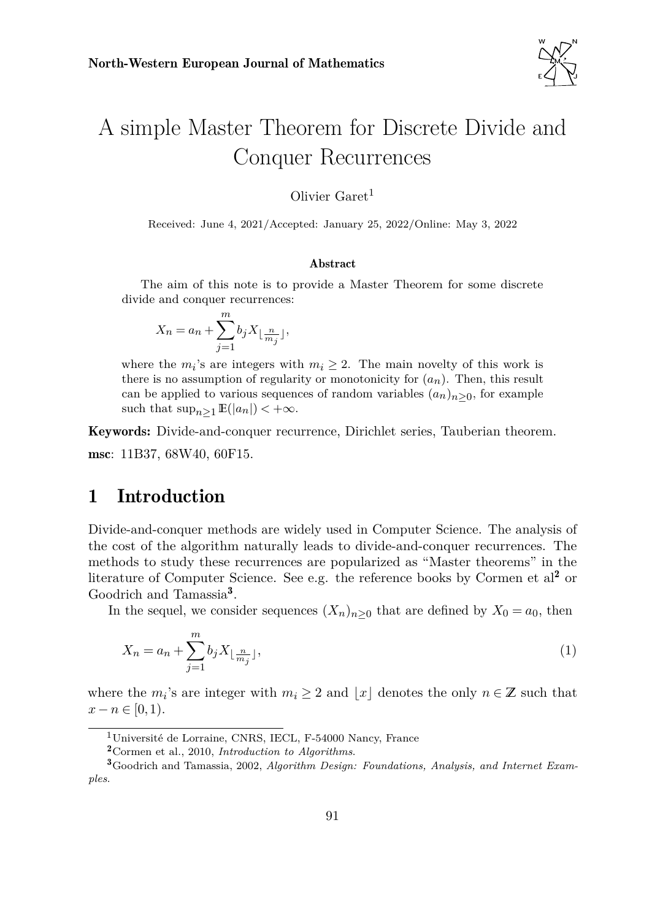# A simple Master Theorem for Discrete Divide and Conquer Recurrences

Olivier Garet[1]

Received: June 4, 2021/Accepted: January 25, 2022/Online: May 3, 2022

### Abstract

The aim of this note is to provide a Master Theorem for some discrete divide and conquer recurrences:

$$X_n = a_n + \sum_{j=1}^{m} b_j X_{\lfloor \frac{n}{m_j} \rfloor},$$

where the $m_i$'s are integers with $m_i \geq 2$. The main novelty of this work is there is no assumption of regularity or monotonicity for $(a_n)$. Then, this result can be applied to various sequences of random variables $(a_n)_{n \geq 0}$, for example such that $\sup_{n \geq 1} \mathbb{E}(|a_n|) < +\infty$.

**Keywords:** Divide-and-conquer recurrence, Dirichlet series, Tauberian theorem.

**msc**: 11B37, 68W40, 60F15.

## 1 Introduction

Divide-and-conquer methods are widely used in Computer Science. The analysis of the cost of the algorithm naturally leads to divide-and-conquer recurrences. The methods to study these recurrences are popularized as "Master theorems" in the literature of Computer Science. See e.g. the reference books by Cormen et al[2] or Goodrich and Tamassia[3].

In the sequel, we consider sequences $(X_n)_{n \geq 0}$ that are defined by $X_0 = a_0$, then

$$X_n = a_n + \sum_{j=1}^{m} b_j X_{\lfloor \frac{n}{m_j} \rfloor}, \tag{1}$$

where the $m_i$'s are integer with $m_i \geq 2$ and $\lfloor x \rfloor$ denotes the only $n \in \mathbb{Z}$ such that $x - n \in [0, 1)$.

[1] Université de Lorraine, CNRS, IECL, F-54000 Nancy, France

[2] Cormen et al., 2010, *Introduction to Algorithms*.

[3] Goodrich and Tamassia, 2002, *Algorithm Design: Foundations, Analysis, and Internet Examples*.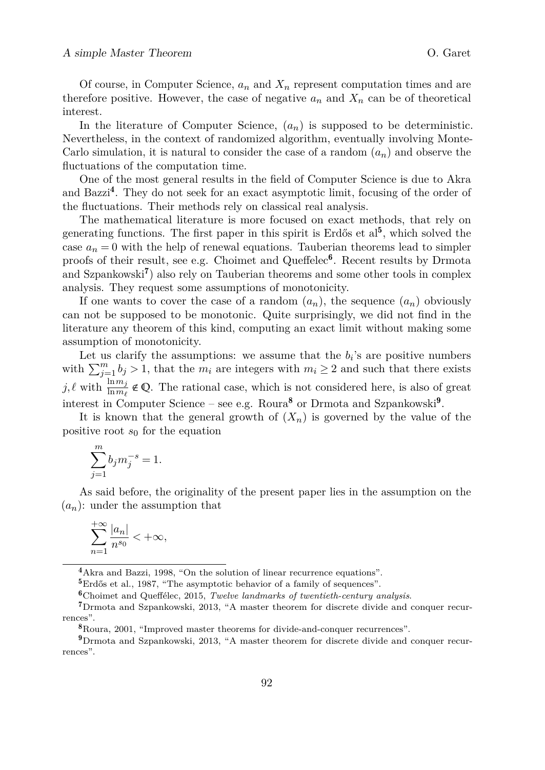Of course, in Computer Science, $a_n$ and $X_n$ represent computation times and are therefore positive. However, the case of negative $a_n$ and $X_n$ can be of theoretical interest.

In the literature of Computer Science, $(a_n)$ is supposed to be deterministic. Nevertheless, in the context of randomized algorithm, eventually involving Monte-Carlo simulation, it is natural to consider the case of a random $(a_n)$ and observe the fluctuations of the computation time.

One of the most general results in the field of Computer Science is due to Akra and Bazzi[4]. They do not seek for an exact asymptotic limit, focusing of the order of the fluctuations. Their methods rely on classical real analysis.

The mathematical literature is more focused on exact methods, that rely on generating functions. The first paper in this spirit is Erdős et al[5], which solved the case $a_n = 0$ with the help of renewal equations. Tauberian theorems lead to simpler proofs of their result, see e.g. Choimet and Queffélec[6]. Recent results by Drmota and Szpankowski[7]) also rely on Tauberian theorems and some other tools in complex analysis. They request some assumptions of monotonicity.

If one wants to cover the case of a random $(a_n)$, the sequence $(a_n)$ obviously can not be supposed to be monotonic. Quite surprisingly, we did not find in the literature any theorem of this kind, computing an exact limit without making some assumption of monotonicity.

Let us clarify the assumptions: we assume that the $b_i$'s are positive numbers with $\sum_{j=1}^{m} b_j > 1$, that the $m_i$ are integers with $m_i \geq 2$ and such that there exists $j, \ell$ with $\frac{\ln m_j}{\ln m_\ell} \notin \mathbb{Q}$. The rational case, which is not considered here, is also of great interest in Computer Science – see e.g. Roura[8] or Drmota and Szpankowski[9].

It is known that the general growth of $(X_n)$ is governed by the value of the positive root $s_0$ for the equation

$$\sum_{j=1}^{m} b_j m_j^{-s} = 1.$$

As said before, the originality of the present paper lies in the assumption on the $(a_n)$: under the assumption that

$$\sum_{n=1}^{+\infty} \frac{|a_n|}{n^{s_0}} < +\infty,$$

---

[4] Akra and Bazzi, 1998, "On the solution of linear recurrence equations".

[5] Erdős et al., 1987, "The asymptotic behavior of a family of sequences".

[6] Choimet and Queffélec, 2015, *Twelve landmarks of twentieth-century analysis*.

[7] Drmota and Szpankowski, 2013, "A master theorem for discrete divide and conquer recurrences".

[8] Roura, 2001, "Improved master theorems for divide-and-conquer recurrences".

[9] Drmota and Szpankowski, 2013, "A master theorem for discrete divide and conquer recurrences".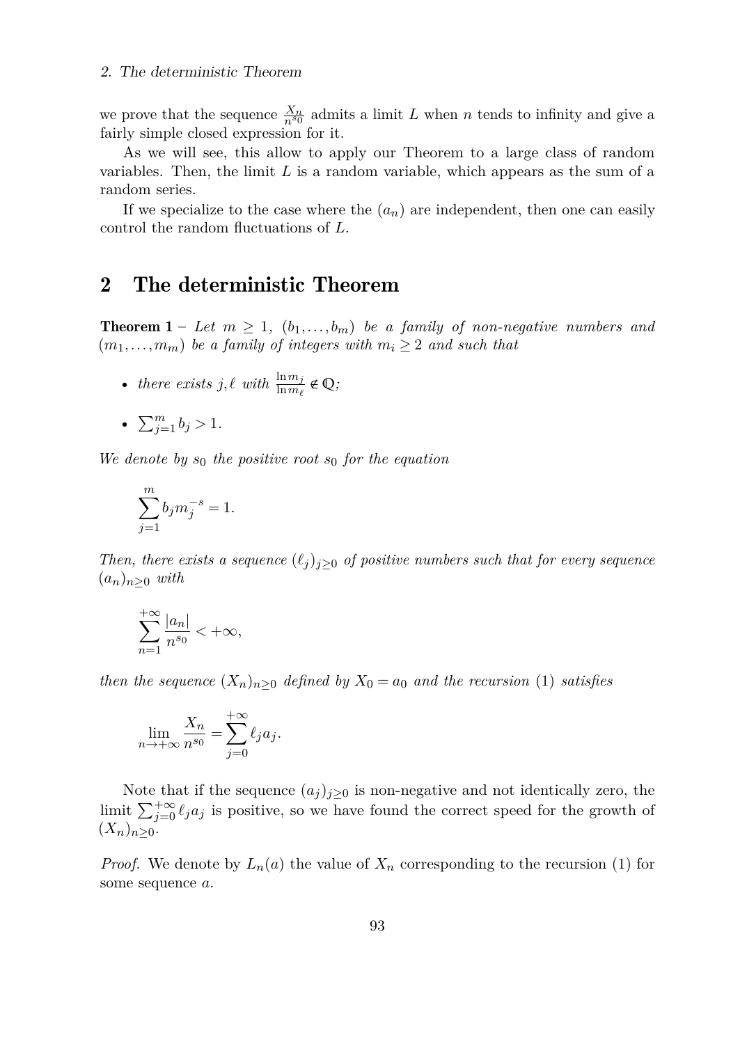we prove that the sequence $\frac{X_n}{n^{s_0}}$ admits a limit $L$ when $n$ tends to infinity and give a fairly simple closed expression for it.

As we will see, this allow to apply our Theorem to a large class of random variables. Then, the limit $L$ is a random variable, which appears as the sum of a random series.

If we specialize to the case where the $(a_n)$ are independent, then one can easily control the random fluctuations of $L$.

## 2 The deterministic Theorem

**Theorem 1** – *Let $m \geq 1$, $(b_1, \ldots, b_m)$ be a family of non-negative numbers and $(m_1, \ldots, m_m)$ be a family of integers with $m_i \geq 2$ and such that*

- *there exists $j, \ell$ with $\frac{\ln m_j}{\ln m_\ell} \notin \mathbb{Q}$;*
- $\sum_{j=1}^{m} b_j > 1$.

*We denote by $s_0$ the positive root $s_0$ for the equation*

$$\sum_{j=1}^{m} b_j m_j^{-s} = 1.$$

*Then, there exists a sequence $(\ell_j)_{j \geq 0}$ of positive numbers such that for every sequence $(a_n)_{n \geq 0}$ with*

$$\sum_{n=1}^{+\infty} \frac{|a_n|}{n^{s_0}} < +\infty,$$

*then the sequence $(X_n)_{n \geq 0}$ defined by $X_0 = a_0$ and the recursion* (1) *satisfies*

$$\lim_{n \to +\infty} \frac{X_n}{n^{s_0}} = \sum_{j=0}^{+\infty} \ell_j a_j.$$

Note that if the sequence $(a_j)_{j \geq 0}$ is non-negative and not identically zero, the limit $\sum_{j=0}^{+\infty} \ell_j a_j$ is positive, so we have found the correct speed for the growth of $(X_n)_{n \geq 0}$.

*Proof.* We denote by $L_n(a)$ the value of $X_n$ corresponding to the recursion (1) for some sequence $a$.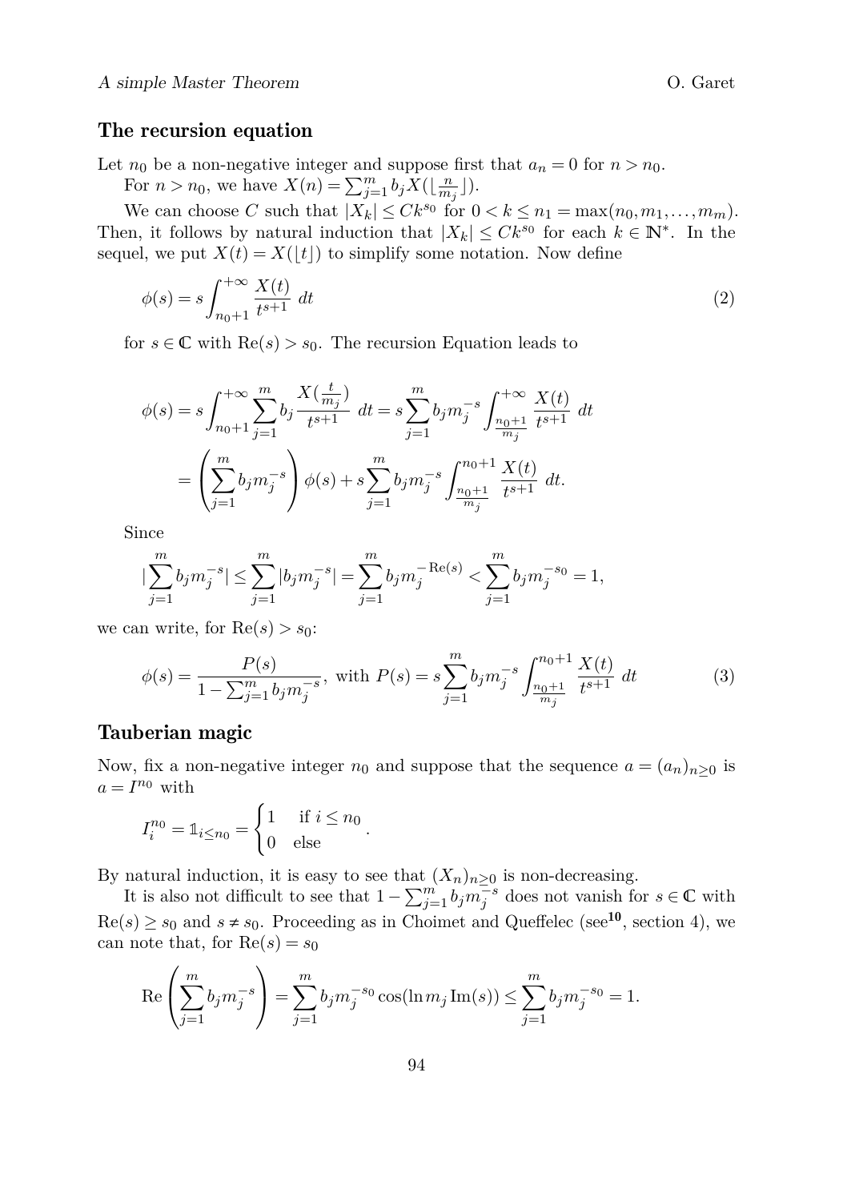## The recursion equation

Let $n_0$ be a non-negative integer and suppose first that $a_n = 0$ for $n > n_0$.

For $n > n_0$, we have $X(n) = \sum_{j=1}^m b_j X(\lfloor \frac{n}{m_j} \rfloor)$.

We can choose $C$ such that $|X_k| \leq C k^{s_0}$ for $0 < k \leq n_1 = \max(n_0, m_1, \dots, m_m)$. Then, it follows by natural induction that $|X_k| \leq C k^{s_0}$ for each $k \in \mathbb{N}^*$. In the sequel, we put $X(t) = X(\lfloor t \rfloor)$ to simplify some notation. Now define

$$\phi(s) = s \int_{n_0+1}^{+\infty} \frac{X(t)}{t^{s+1}} \, dt \tag{2}$$

for $s \in \mathbb{C}$ with $\mathrm{Re}(s) > s_0$. The recursion Equation leads to

$$\begin{aligned}
\phi(s) &= s \int_{n_0+1}^{+\infty} \sum_{j=1}^m b_j \frac{X(\frac{t}{m_j})}{t^{s+1}} \, dt = s \sum_{j=1}^m b_j m_j^{-s} \int_{\frac{n_0+1}{m_j}}^{+\infty} \frac{X(t)}{t^{s+1}} \, dt \\
&= \left( \sum_{j=1}^m b_j m_j^{-s} \right) \phi(s) + s \sum_{j=1}^m b_j m_j^{-s} \int_{\frac{n_0+1}{m_j}}^{n_0+1} \frac{X(t)}{t^{s+1}} \, dt.
\end{aligned}$$

Since

$$|\sum_{j=1}^m b_j m_j^{-s}| \leq \sum_{j=1}^m |b_j m_j^{-s}| = \sum_{j=1}^m b_j m_j^{-\mathrm{Re}(s)} < \sum_{j=1}^m b_j m_j^{-s_0} = 1,$$

we can write, for $\mathrm{Re}(s) > s_0$:

$$\phi(s) = \frac{P(s)}{1 - \sum_{j=1}^m b_j m_j^{-s}}, \text{ with } P(s) = s \sum_{j=1}^m b_j m_j^{-s} \int_{\frac{n_0+1}{m_j}}^{n_0+1} \frac{X(t)}{t^{s+1}} \, dt \tag{3}$$

## Tauberian magic

Now, fix a non-negative integer $n_0$ and suppose that the sequence $a = (a_n)_{n \geq 0}$ is $a = I^{n_0}$ with

$$I_i^{n_0} = \mathbb{1}_{i \leq n_0} = \begin{cases} 1 & \text{if } i \leq n_0 \\ 0 & \text{else} \end{cases}.$$

By natural induction, it is easy to see that $(X_n)_{n \geq 0}$ is non-decreasing.

It is also not difficult to see that $1 - \sum_{j=1}^m b_j m_j^{-s}$ does not vanish for $s \in \mathbb{C}$ with $\mathrm{Re}(s) \geq s_0$ and $s \neq s_0$. Proceeding as in Choimet and Queffelec (see[10], section 4), we can note that, for $\mathrm{Re}(s) = s_0$

$$\mathrm{Re}\left( \sum_{j=1}^m b_j m_j^{-s} \right) = \sum_{j=1}^m b_j m_j^{-s_0} \cos(\ln m_j \, \mathrm{Im}(s)) \leq \sum_{j=1}^m b_j m_j^{-s_0} = 1.$$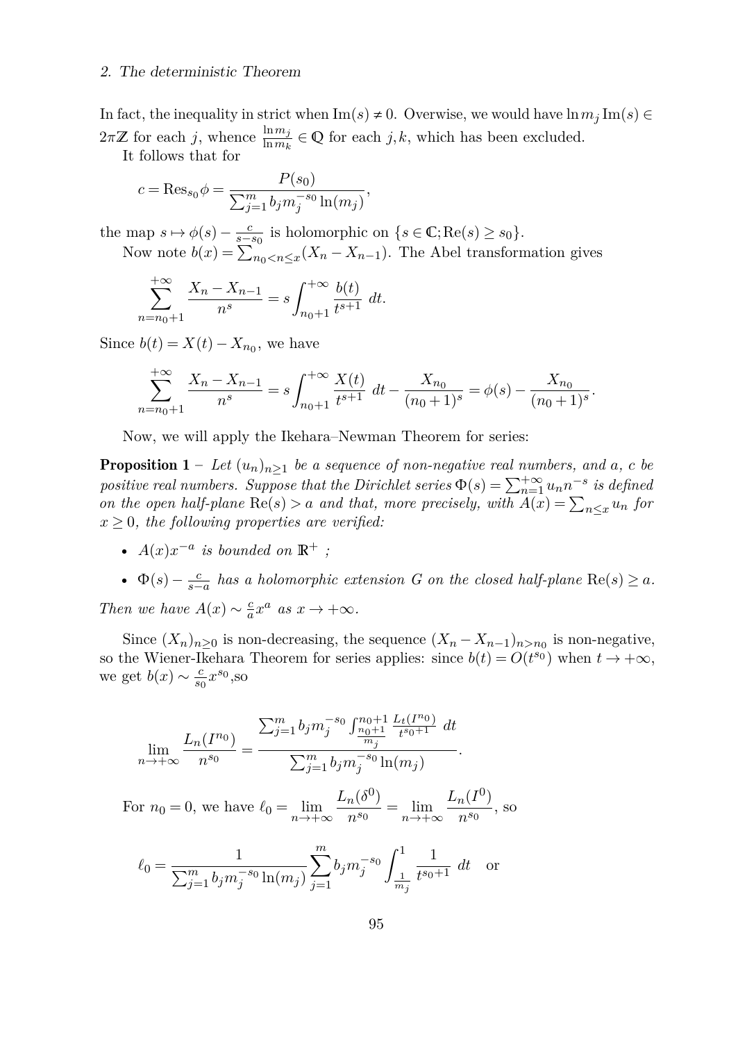In fact, the inequality in strict when $\mathrm{Im}(s) \neq 0$. Overwise, we would have $\ln m_j \, \mathrm{Im}(s) \in 2\pi\mathbb{Z}$ for each $j$, whence $\frac{\ln m_j}{\ln m_k} \in \mathbb{Q}$ for each $j,k$, which has been excluded.

It follows that for

$$c = \mathrm{Res}_{s_0}\phi = \frac{P(s_0)}{\sum_{j=1}^m b_j m_j^{-s_0} \ln(m_j)},$$

the map $s \mapsto \phi(s) - \frac{c}{s-s_0}$ is holomorphic on $\{s \in \mathbb{C}; \mathrm{Re}(s) \geq s_0\}$.

Now note $b(x) = \sum_{n_0 < n \leq x}(X_n - X_{n-1})$. The Abel transformation gives

$$\sum_{n=n_0+1}^{+\infty} \frac{X_n - X_{n-1}}{n^s} = s\int_{n_0+1}^{+\infty} \frac{b(t)}{t^{s+1}} \ dt.$$

Since $b(t) = X(t) - X_{n_0}$, we have

$$\sum_{n=n_0+1}^{+\infty} \frac{X_n - X_{n-1}}{n^s} = s\int_{n_0+1}^{+\infty} \frac{X(t)}{t^{s+1}} \ dt - \frac{X_{n_0}}{(n_0+1)^s} = \phi(s) - \frac{X_{n_0}}{(n_0+1)^s}.$$

Now, we will apply the Ikehara–Newman Theorem for series:

**Proposition 1** – *Let $(u_n)_{n\geq 1}$ be a sequence of non-negative real numbers, and $a$, $c$ be positive real numbers. Suppose that the Dirichlet series $\Phi(s) = \sum_{n=1}^{+\infty} u_n n^{-s}$ is defined on the open half-plane $\mathrm{Re}(s) > a$ and that, more precisely, with $A(x) = \sum_{n\leq x} u_n$ for $x \geq 0$, the following properties are verified:*

- *$A(x)x^{-a}$ is bounded on $\mathbb{R}^+$ ;*
- *$\Phi(s) - \frac{c}{s-a}$ has a holomorphic extension $G$ on the closed half-plane $\mathrm{Re}(s) \geq a$.*

*Then we have $A(x) \sim \frac{c}{a}x^a$ as $x \to +\infty$.*

Since $(X_n)_{n\geq 0}$ is non-decreasing, the sequence $(X_n - X_{n-1})_{n>n_0}$ is non-negative, so the Wiener-Ikehara Theorem for series applies: since $b(t) = O(t^{s_0})$ when $t \to +\infty$, we get $b(x) \sim \frac{c}{s_0}x^{s_0}$,so

$$\lim_{n\to+\infty} \frac{L_n(I^{n_0})}{n^{s_0}} = \frac{\sum_{j=1}^m b_j m_j^{-s_0} \int_{\frac{n_0+1}{m_j}}^{n_0+1} \frac{L_t(I^{n_0})}{t^{s_0+1}} \ dt}{\sum_{j=1}^m b_j m_j^{-s_0} \ln(m_j)}.$$

For $n_0 = 0$, we have $\ell_0 = \lim_{n\to+\infty} \frac{L_n(\delta^0)}{n^{s_0}} = \lim_{n\to+\infty} \frac{L_n(I^0)}{n^{s_0}}$, so

$$\ell_0 = \frac{1}{\sum_{j=1}^m b_j m_j^{-s_0} \ln(m_j)} \sum_{j=1}^m b_j m_j^{-s_0} \int_{\frac{1}{m_j}}^1 \frac{1}{t^{s_0+1}} \ dt \quad \text{or}$$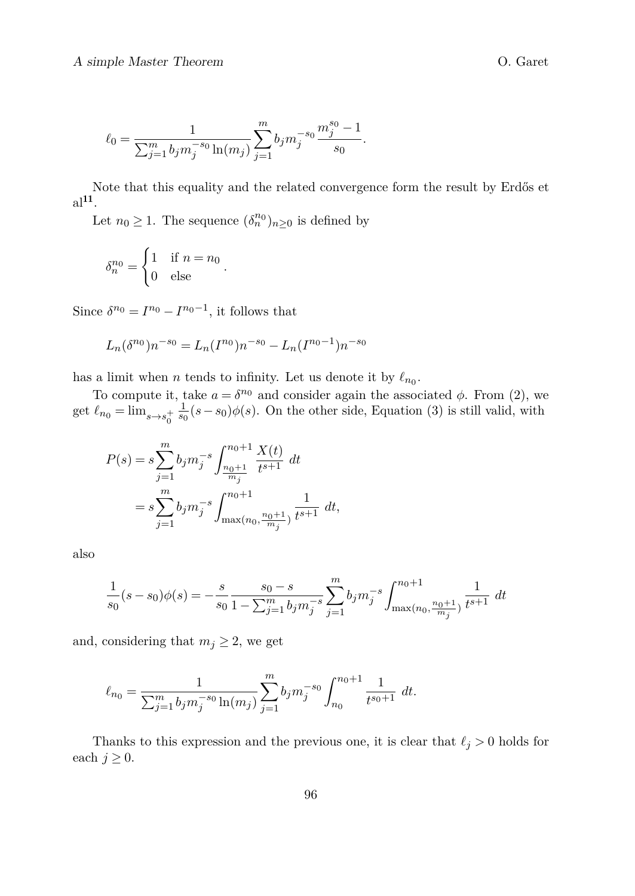$$\ell_0 = \frac{1}{\sum_{j=1}^m b_j m_j^{-s_0} \ln(m_j)} \sum_{j=1}^m b_j m_j^{-s_0} \frac{m_j^{s_0} - 1}{s_0}.$$

Note that this equality and the related convergence form the result by Erdős et al[11].

Let $n_0 \geq 1$. The sequence $(\delta_n^{n_0})_{n \geq 0}$ is defined by

$$\delta_n^{n_0} = \begin{cases} 1 & \text{if } n = n_0 \\ 0 & \text{else} \end{cases}.$$

Since $\delta^{n_0} = I^{n_0} - I^{n_0 - 1}$, it follows that

$$L_n(\delta^{n_0}) n^{-s_0} = L_n(I^{n_0}) n^{-s_0} - L_n(I^{n_0-1}) n^{-s_0}$$

has a limit when $n$ tends to infinity. Let us denote it by $\ell_{n_0}$.

To compute it, take $a = \delta^{n_0}$ and consider again the associated $\phi$. From (2), we get $\ell_{n_0} = \lim_{s \to s_0^+} \frac{1}{s_0}(s - s_0)\phi(s)$. On the other side, Equation (3) is still valid, with

$$\begin{aligned} P(s) &= s \sum_{j=1}^m b_j m_j^{-s} \int_{\frac{n_0+1}{m_j}}^{n_0+1} \frac{X(t)}{t^{s+1}} \; dt \\ &= s \sum_{j=1}^m b_j m_j^{-s} \int_{\max(n_0, \frac{n_0+1}{m_j})}^{n_0+1} \frac{1}{t^{s+1}} \; dt, \end{aligned}$$

also

$$\frac{1}{s_0}(s - s_0)\phi(s) = -\frac{s}{s_0} \frac{s_0 - s}{1 - \sum_{j=1}^m b_j m_j^{-s}} \sum_{j=1}^m b_j m_j^{-s} \int_{\max(n_0, \frac{n_0+1}{m_j})}^{n_0+1} \frac{1}{t^{s+1}} \; dt$$

and, considering that $m_j \geq 2$, we get

$$\ell_{n_0} = \frac{1}{\sum_{j=1}^m b_j m_j^{-s_0} \ln(m_j)} \sum_{j=1}^m b_j m_j^{-s_0} \int_{n_0}^{n_0+1} \frac{1}{t^{s_0+1}} \; dt.$$

Thanks to this expression and the previous one, it is clear that $\ell_j > 0$ holds for each $j \geq 0$.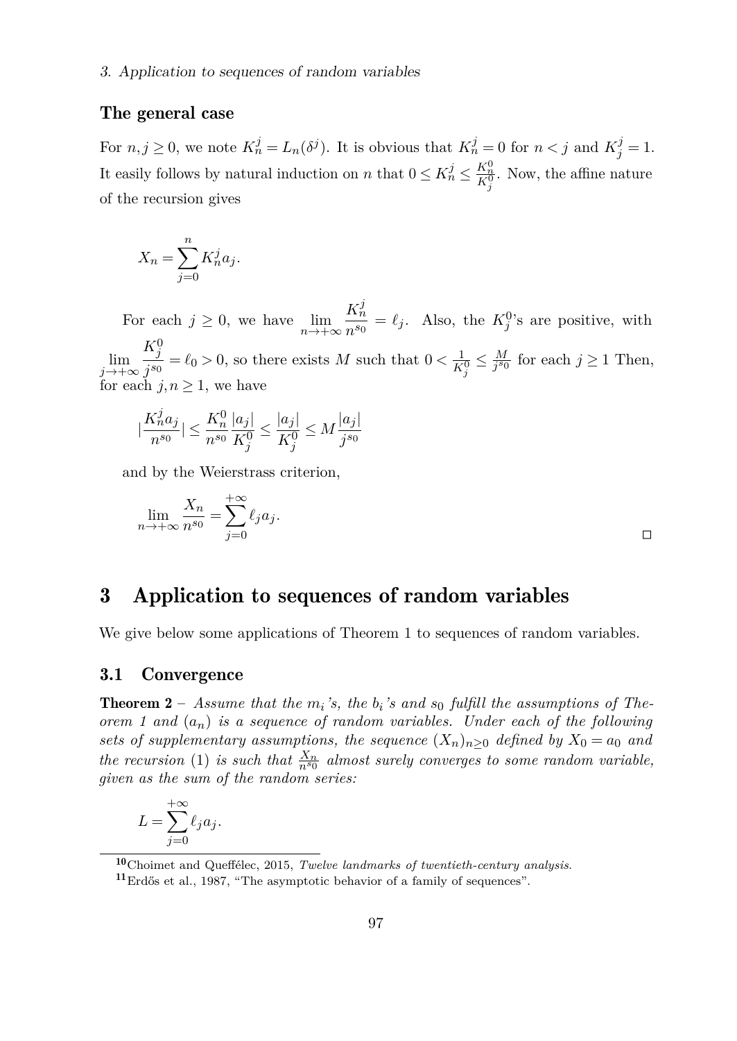### The general case

For $n, j \geq 0$, we note $K_n^j = L_n(\delta^j)$. It is obvious that $K_n^j = 0$ for $n < j$ and $K_j^j = 1$. It easily follows by natural induction on $n$ that $0 \leq K_n^j \leq \frac{K_n^0}{K_j^0}$. Now, the affine nature of the recursion gives

$$X_n = \sum_{j=0}^{n} K_n^j a_j.$$

For each $j \geq 0$, we have $\lim_{n \to +\infty} \frac{K_n^j}{n^{s_0}} = \ell_j$. Also, the $K_j^0$'s are positive, with $\lim_{j \to +\infty} \frac{K_j^0}{j^{s_0}} = \ell_0 > 0$, so there exists $M$ such that $0 < \frac{1}{K_j^0} \leq \frac{M}{j^{s_0}}$ for each $j \geq 1$ Then, for each $j, n \geq 1$, we have

$$\left|\frac{K_n^j a_j}{n^{s_0}}\right| \leq \frac{K_n^0}{n^{s_0}} \frac{|a_j|}{K_j^0} \leq \frac{|a_j|}{K_j^0} \leq M \frac{|a_j|}{j^{s_0}}$$

and by the Weierstrass criterion,

$$\lim_{n \to +\infty} \frac{X_n}{n^{s_0}} = \sum_{j=0}^{+\infty} \ell_j a_j.$$

□

# 3 Application to sequences of random variables

We give below some applications of Theorem 1 to sequences of random variables.

## 3.1 Convergence

**Theorem 2** – *Assume that the $m_i$'s, the $b_i$'s and $s_0$ fulfill the assumptions of Theorem 1 and $(a_n)$ is a sequence of random variables. Under each of the following sets of supplementary assumptions, the sequence $(X_n)_{n \geq 0}$ defined by $X_0 = a_0$ and the recursion (1) is such that $\frac{X_n}{n^{s_0}}$ almost surely converges to some random variable, given as the sum of the random series:*

$$L = \sum_{j=0}^{+\infty} \ell_j a_j.$$

[10] Choimet and Queffélec, 2015, *Twelve landmarks of twentieth-century analysis*.

[11] Erdős et al., 1987, "The asymptotic behavior of a family of sequences".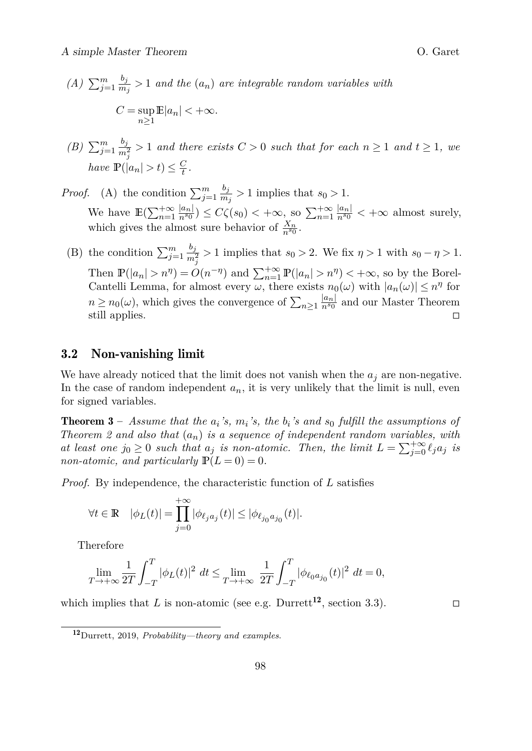*(A)* $\sum_{j=1}^m \frac{b_j}{m_j} > 1$ *and the* $(a_n)$ *are integrable random variables with*

$$C = \sup_{n\ge 1} \mathbb{E}|a_n| < +\infty.$$

*(B)* $\sum_{j=1}^m \frac{b_j}{m_j^2} > 1$ *and there exists* $C > 0$ *such that for each* $n \ge 1$ *and* $t \ge 1$*, we have* $\mathbb{P}(|a_n| > t) \le \frac{C}{t}$*.*

*Proof.* (A) the condition $\sum_{j=1}^m \frac{b_j}{m_j} > 1$ implies that $s_0 > 1$.

We have $\mathbb{E}(\sum_{n=1}^{+\infty} \frac{|a_n|}{n^{s_0}}) \le C\zeta(s_0) < +\infty$, so $\sum_{n=1}^{+\infty} \frac{|a_n|}{n^{s_0}} < +\infty$ almost surely, which gives the almost sure behavior of $\frac{X_n}{n^{s_0}}$.

(B) the condition $\sum_{j=1}^m \frac{b_j}{m_j^2} > 1$ implies that $s_0 > 2$. We fix $\eta > 1$ with $s_0 - \eta > 1$. Then $\mathbb{P}(|a_n| > n^\eta) = O(n^{-\eta})$ and $\sum_{n=1}^{+\infty} \mathbb{P}(|a_n| > n^\eta) < +\infty$, so by the Borel-Cantelli Lemma, for almost every $\omega$, there exists $n_0(\omega)$ with $|a_n(\omega)| \le n^\eta$ for $n \ge n_0(\omega)$, which gives the convergence of $\sum_{n\ge 1} \frac{|a_n|}{n^{s_0}}$ and our Master Theorem still applies. □

## 3.2 Non-vanishing limit

We have already noticed that the limit does not vanish when the $a_j$ are non-negative. In the case of random independent $a_n$, it is very unlikely that the limit is null, even for signed variables.

**Theorem 3** – *Assume that the* $a_i$*'s,* $m_i$*'s, the* $b_i$*'s and* $s_0$ *fulfill the assumptions of Theorem 2 and also that* $(a_n)$ *is a sequence of independent random variables, with at least one* $j_0 \ge 0$ *such that* $a_j$ *is non-atomic. Then, the limit* $L = \sum_{j=0}^{+\infty} \ell_j a_j$ *is non-atomic, and particularly* $\mathbb{P}(L = 0) = 0$*.*

*Proof.* By independence, the characteristic function of $L$ satisfies

$$\forall t \in \mathbb{R} \quad |\phi_L(t)| = \prod_{j=0}^{+\infty} |\phi_{\ell_j a_j}(t)| \le |\phi_{\ell_{j_0} a_{j_0}}(t)|.$$

Therefore

$$\lim_{T\to+\infty} \frac{1}{2T} \int_{-T}^{T} |\phi_L(t)|^2 \; dt \le \lim_{T\to+\infty} \frac{1}{2T} \int_{-T}^{T} |\phi_{\ell_0 a_{j_0}}(t)|^2 \; dt = 0,$$

which implies that $L$ is non-atomic (see e.g. Durrett[12], section 3.3). □

[12] Durrett, 2019, *Probability—theory and examples.*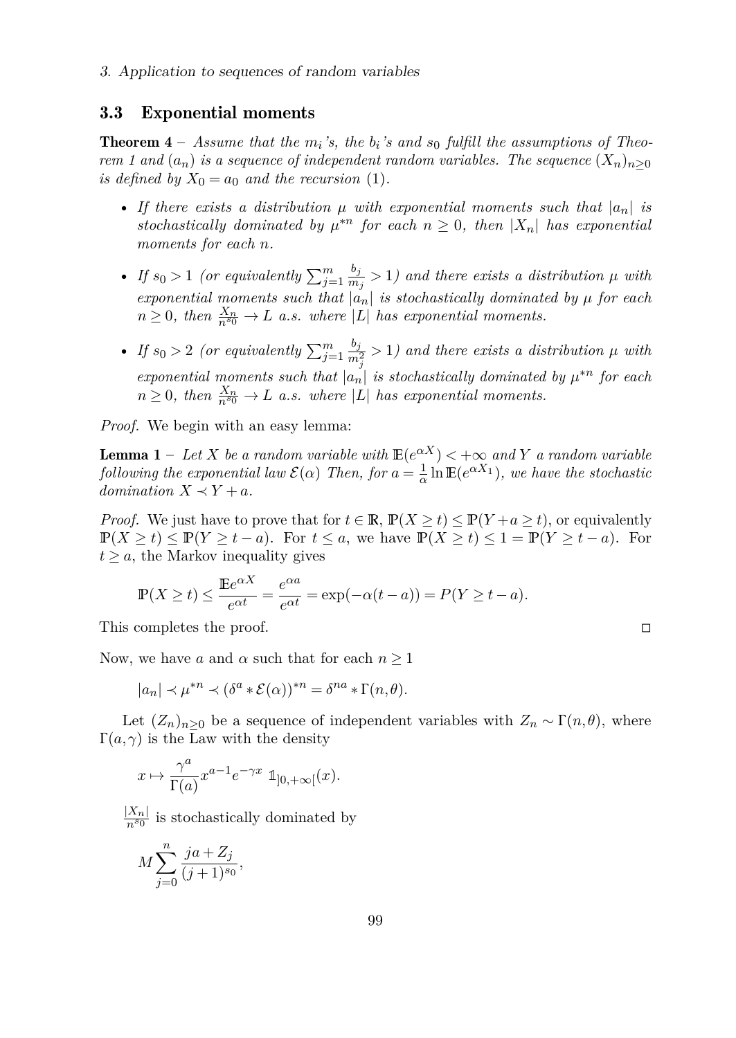### 3.3 Exponential moments

**Theorem 4** – *Assume that the $m_i$'s, the $b_i$'s and $s_0$ fulfill the assumptions of Theorem 1 and $(a_n)$ is a sequence of independent random variables. The sequence $(X_n)_{n\geq 0}$ is defined by $X_0 = a_0$ and the recursion (1).*

- *If there exists a distribution $\mu$ with exponential moments such that $|a_n|$ is stochastically dominated by $\mu^{*n}$ for each $n \geq 0$, then $|X_n|$ has exponential moments for each $n$.*
- *If $s_0 > 1$ (or equivalently $\sum_{j=1}^{m} \frac{b_j}{m_j} > 1$) and there exists a distribution $\mu$ with exponential moments such that $|a_n|$ is stochastically dominated by $\mu$ for each $n \geq 0$, then $\frac{X_n}{n^{s_0}} \to L$ a.s. where $|L|$ has exponential moments.*
- *If $s_0 > 2$ (or equivalently $\sum_{j=1}^{m} \frac{b_j}{m_j^2} > 1$) and there exists a distribution $\mu$ with exponential moments such that $|a_n|$ is stochastically dominated by $\mu^{*n}$ for each $n \geq 0$, then $\frac{X_n}{n^{s_0}} \to L$ a.s. where $|L|$ has exponential moments.*

*Proof.* We begin with an easy lemma:

**Lemma 1** – *Let $X$ be a random variable with $\mathbb{E}(e^{\alpha X}) < +\infty$ and $Y$ a random variable following the exponential law $\mathcal{E}(\alpha)$ Then, for $a = \frac{1}{\alpha} \ln \mathbb{E}(e^{\alpha X_1})$, we have the stochastic domination $X \prec Y + a$.*

*Proof.* We just have to prove that for $t \in \mathbb{R}$, $\mathbb{P}(X \geq t) \leq \mathbb{P}(Y + a \geq t)$, or equivalently $\mathbb{P}(X \geq t) \leq \mathbb{P}(Y \geq t - a)$. For $t \leq a$, we have $\mathbb{P}(X \geq t) \leq 1 = \mathbb{P}(Y \geq t - a)$. For $t \geq a$, the Markov inequality gives

$$\mathbb{P}(X \geq t) \leq \frac{\mathbb{E}e^{\alpha X}}{e^{\alpha t}} = \frac{e^{\alpha a}}{e^{\alpha t}} = \exp(-\alpha(t-a)) = P(Y \geq t - a).$$

This completes the proof. □

Now, we have $a$ and $\alpha$ such that for each $n \geq 1$

$$|a_n| \prec \mu^{*n} \prec (\delta^a * \mathcal{E}(\alpha))^{*n} = \delta^{na} * \Gamma(n, \theta).$$

Let $(Z_n)_{n\geq 0}$ be a sequence of independent variables with $Z_n \sim \Gamma(n, \theta)$, where $\Gamma(a, \gamma)$ is the Law with the density

$$x \mapsto \frac{\gamma^a}{\Gamma(a)} x^{a-1} e^{-\gamma x} \ \mathbb{1}_{]0,+\infty[}(x).$$

$\frac{|X_n|}{n^{s_0}}$ is stochastically dominated by

$$M \sum_{j=0}^{n} \frac{ja + Z_j}{(j+1)^{s_0}},$$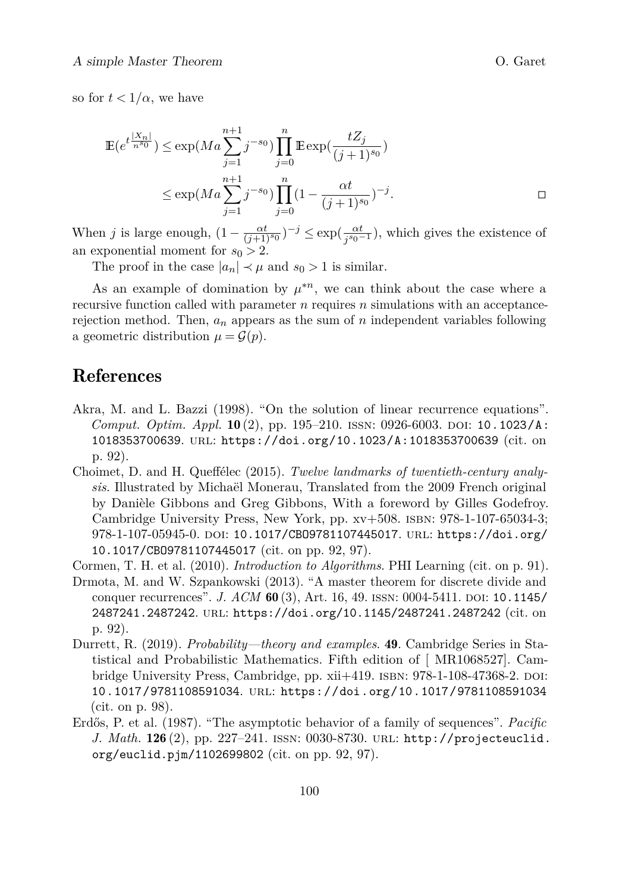so for $t < 1/\alpha$, we have

$$\begin{aligned}
\mathbb{E}(e^{t\frac{|X_n|}{n^{s_0}}}) &\leq \exp(Ma\sum_{j=1}^{n+1} j^{-s_0})\prod_{j=0}^{n}\mathbb{E}\exp(\frac{tZ_j}{(j+1)^{s_0}}) \\
&\leq \exp(Ma\sum_{j=1}^{n+1} j^{-s_0})\prod_{j=0}^{n}(1-\frac{\alpha t}{(j+1)^{s_0}})^{-j}. \qquad \square
\end{aligned}$$

When $j$ is large enough, $(1-\frac{\alpha t}{(j+1)^{s_0}})^{-j} \leq \exp(\frac{\alpha t}{j^{s_0-1}})$, which gives the existence of an exponential moment for $s_0 > 2$.

The proof in the case $|a_n| \prec \mu$ and $s_0 > 1$ is similar.

As an example of domination by $\mu^{*n}$, we can think about the case where a recursive function called with parameter $n$ requires $n$ simulations with an acceptance-rejection method. Then, $a_n$ appears as the sum of $n$ independent variables following a geometric distribution $\mu = \mathcal{G}(p)$.

## References

Akra, M. and L. Bazzi (1998). "On the solution of linear recurrence equations". *Comput. Optim. Appl.* **10** (2), pp. 195–210. ISSN: 0926-6003. DOI: 10.1023/A:1018353700639. URL: https://doi.org/10.1023/A:1018353700639 (cit. on p. 92).

Choimet, D. and H. Queffélec (2015). *Twelve landmarks of twentieth-century analysis*. Illustrated by Michaël Monerau, Translated from the 2009 French original by Danièle Gibbons and Greg Gibbons, With a foreword by Gilles Godefroy. Cambridge University Press, New York, pp. xv+508. ISBN: 978-1-107-65034-3; 978-1-107-05945-0. DOI: 10.1017/CBO9781107445017. URL: https://doi.org/10.1017/CBO9781107445017 (cit. on pp. 92, 97).

Cormen, T. H. et al. (2010). *Introduction to Algorithms*. PHI Learning (cit. on p. 91).

Drmota, M. and W. Szpankowski (2013). "A master theorem for discrete divide and conquer recurrences". *J. ACM* **60** (3), Art. 16, 49. ISSN: 0004-5411. DOI: 10.1145/2487241.2487242. URL: https://doi.org/10.1145/2487241.2487242 (cit. on p. 92).

Durrett, R. (2019). *Probability—theory and examples*. **49**. Cambridge Series in Statistical and Probabilistic Mathematics. Fifth edition of [ MR1068527]. Cambridge University Press, Cambridge, pp. xii+419. ISBN: 978-1-108-47368-2. DOI: 10.1017/9781108591034. URL: https://doi.org/10.1017/9781108591034 (cit. on p. 98).

Erdős, P. et al. (1987). "The asymptotic behavior of a family of sequences". *Pacific J. Math.* **126** (2), pp. 227–241. ISSN: 0030-8730. URL: http://projecteuclid.org/euclid.pjm/1102699802 (cit. on pp. 92, 97).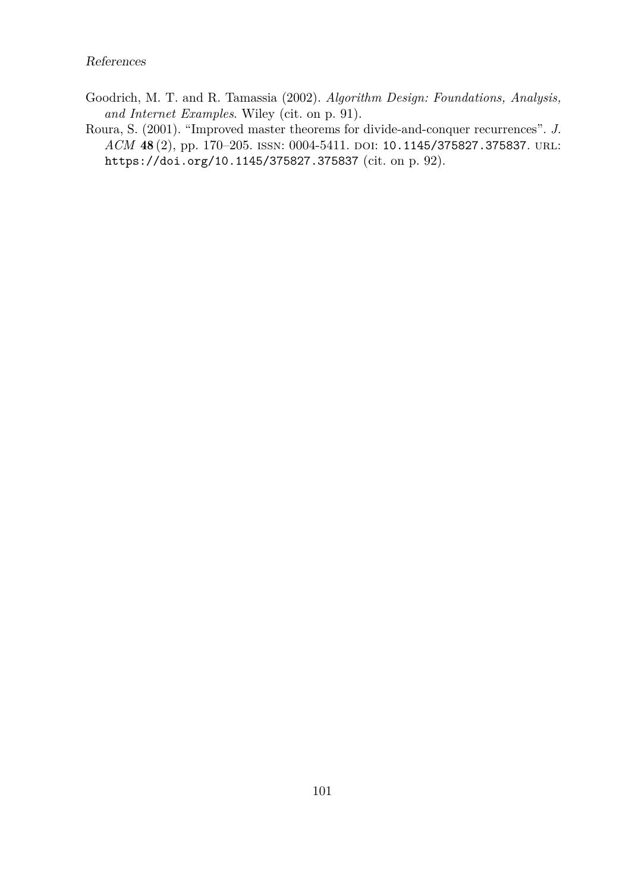Goodrich, M. T. and R. Tamassia (2002). *Algorithm Design: Foundations, Analysis, and Internet Examples*. Wiley (cit. on p. 91).

Roura, S. (2001). "Improved master theorems for divide-and-conquer recurrences". *J. ACM* **48** (2), pp. 170–205. ISSN: 0004-5411. DOI: `10.1145/375827.375837`. URL: `https://doi.org/10.1145/375827.375837` (cit. on p. 92).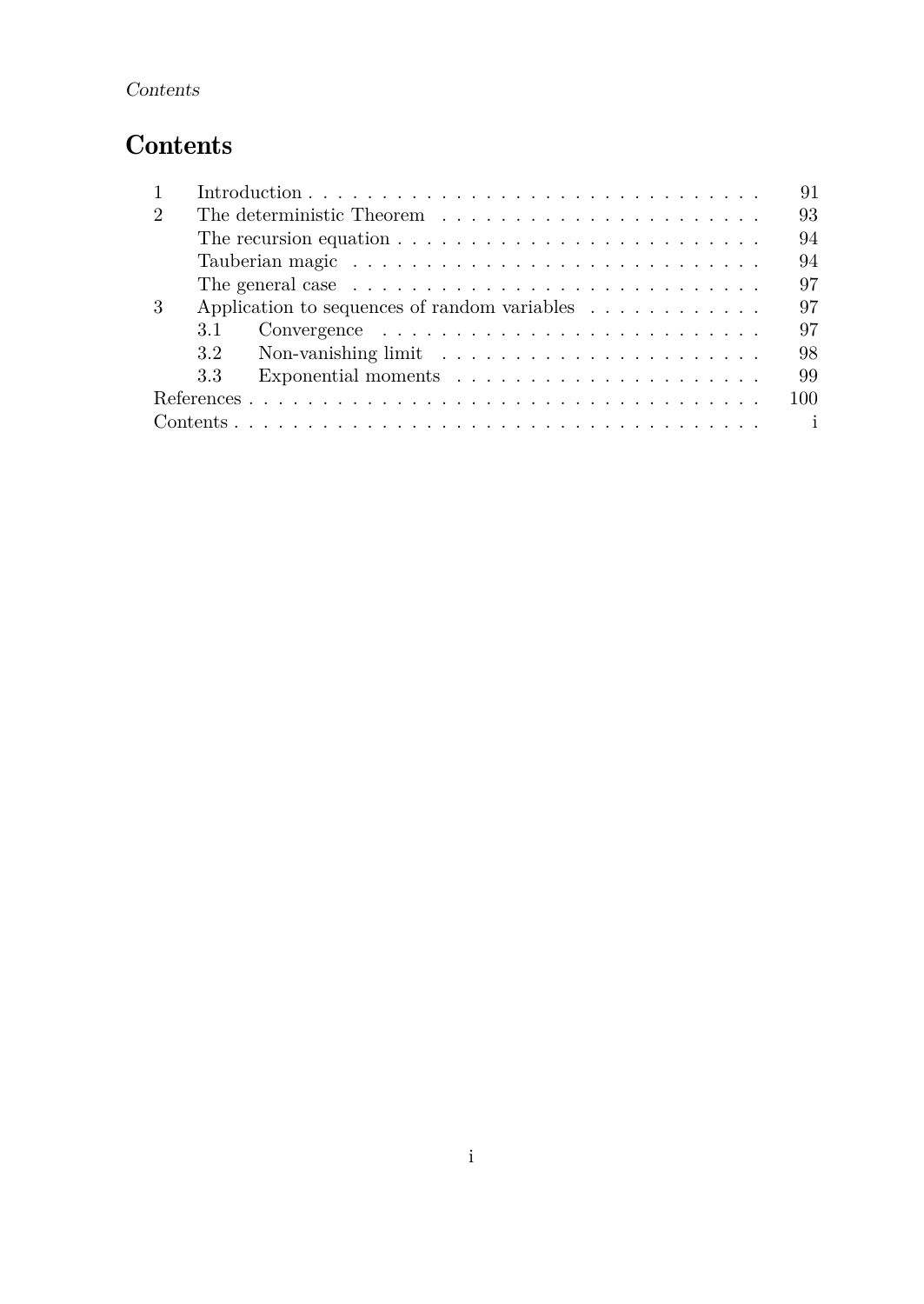# Contents

| | | | |
|---|---|---|---|
| 1 | Introduction | | 91 |
| 2 | The deterministic Theorem | | 93 |
| | The recursion equation | | 94 |
| | Tauberian magic | | 94 |
| | The general case | | 97 |
| 3 | Application to sequences of random variables | | 97 |
| | 3.1 | Convergence | 97 |
| | 3.2 | Non-vanishing limit | 98 |
| | 3.3 | Exponential moments | 99 |
| References | | | 100 |
| Contents | | | i |